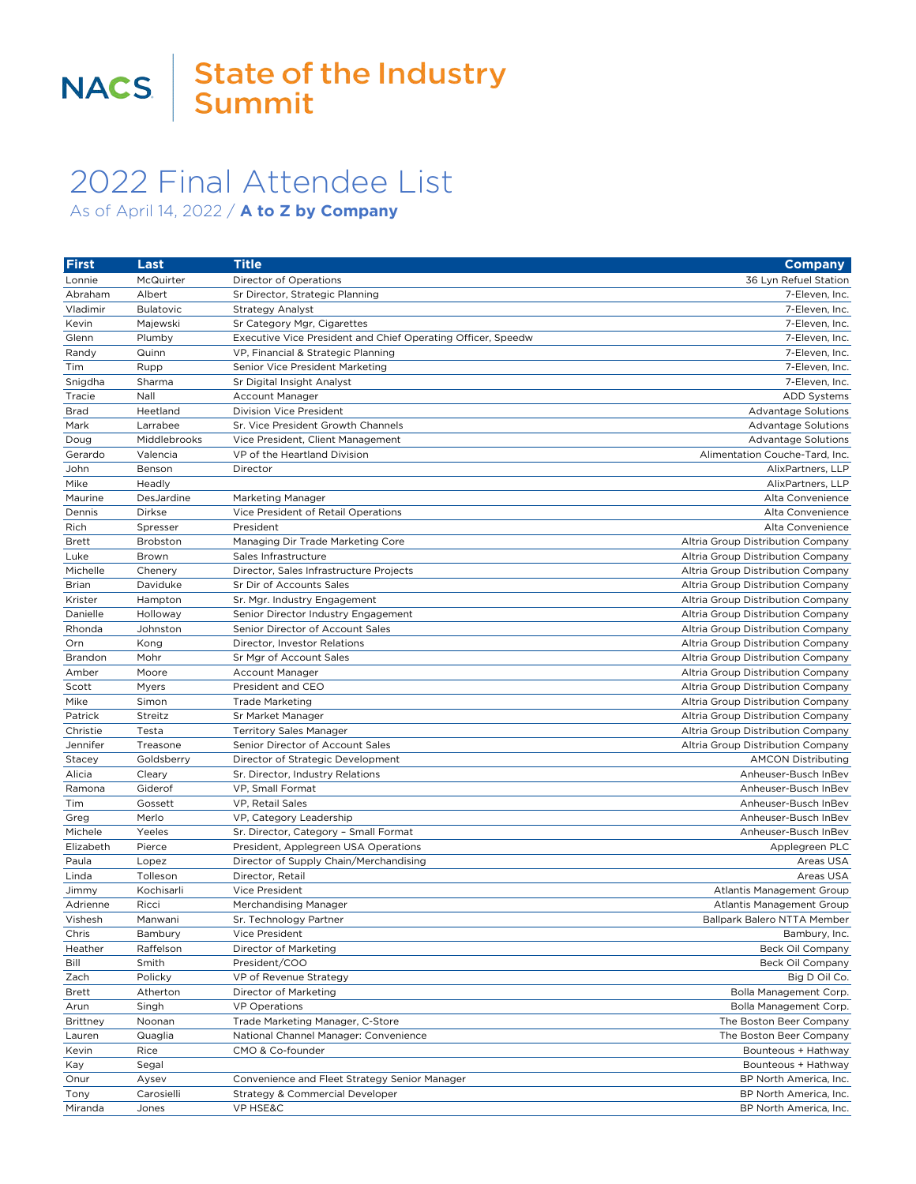NACS | State of the Industry Summit

# 2022 Final Attendee List

As of April 14, 2022 / **A to Z by Company**

| First | Last | Title | Company |
|---|---|---|---|
| Lonnie | McQuirter | Director of Operations | 36 Lyn Refuel Station |
| Abraham | Albert | Sr Director, Strategic Planning | 7-Eleven, Inc. |
| Vladimir | Bulatovic | Strategy Analyst | 7-Eleven, Inc. |
| Kevin | Majewski | Sr Category Mgr, Cigarettes | 7-Eleven, Inc. |
| Glenn | Plumby | Executive Vice President and Chief Operating Officer, Speedw | 7-Eleven, Inc. |
| Randy | Quinn | VP, Financial & Strategic Planning | 7-Eleven, Inc. |
| Tim | Rupp | Senior Vice President Marketing | 7-Eleven, Inc. |
| Snigdha | Sharma | Sr Digital Insight Analyst | 7-Eleven, Inc. |
| Tracie | Nall | Account Manager | ADD Systems |
| Brad | Heetland | Division Vice President | Advantage Solutions |
| Mark | Larrabee | Sr. Vice President Growth Channels | Advantage Solutions |
| Doug | Middlebrooks | Vice President, Client Management | Advantage Solutions |
| Gerardo | Valencia | VP of the Heartland Division | Alimentation Couche-Tard, Inc. |
| John | Benson | Director | AlixPartners, LLP |
| Mike | Headly | | AlixPartners, LLP |
| Maurine | DesJardine | Marketing Manager | Alta Convenience |
| Dennis | Dirkse | Vice President of Retail Operations | Alta Convenience |
| Rich | Spresser | President | Alta Convenience |
| Brett | Brobston | Managing Dir Trade Marketing Core | Altria Group Distribution Company |
| Luke | Brown | Sales Infrastructure | Altria Group Distribution Company |
| Michelle | Chenery | Director, Sales Infrastructure Projects | Altria Group Distribution Company |
| Brian | Daviduke | Sr Dir of Accounts Sales | Altria Group Distribution Company |
| Krister | Hampton | Sr. Mgr. Industry Engagement | Altria Group Distribution Company |
| Danielle | Holloway | Senior Director Industry Engagement | Altria Group Distribution Company |
| Rhonda | Johnston | Senior Director of Account Sales | Altria Group Distribution Company |
| Orn | Kong | Director, Investor Relations | Altria Group Distribution Company |
| Brandon | Mohr | Sr Mgr of Account Sales | Altria Group Distribution Company |
| Amber | Moore | Account Manager | Altria Group Distribution Company |
| Scott | Myers | President and CEO | Altria Group Distribution Company |
| Mike | Simon | Trade Marketing | Altria Group Distribution Company |
| Patrick | Streitz | Sr Market Manager | Altria Group Distribution Company |
| Christie | Testa | Territory Sales Manager | Altria Group Distribution Company |
| Jennifer | Treasone | Senior Director of Account Sales | Altria Group Distribution Company |
| Stacey | Goldsberry | Director of Strategic Development | AMCON Distributing |
| Alicia | Cleary | Sr. Director, Industry Relations | Anheuser-Busch InBev |
| Ramona | Giderof | VP, Small Format | Anheuser-Busch InBev |
| Tim | Gossett | VP, Retail Sales | Anheuser-Busch InBev |
| Greg | Merlo | VP, Category Leadership | Anheuser-Busch InBev |
| Michele | Yeeles | Sr. Director, Category - Small Format | Anheuser-Busch InBev |
| Elizabeth | Pierce | President, Applegreen USA Operations | Applegreen PLC |
| Paula | Lopez | Director of Supply Chain/Merchandising | Areas USA |
| Linda | Tolleson | Director, Retail | Areas USA |
| Jimmy | Kochisarli | Vice President | Atlantis Management Group |
| Adrienne | Ricci | Merchandising Manager | Atlantis Management Group |
| Vishesh | Manwani | Sr. Technology Partner | Ballpark Balero NTTA Member |
| Chris | Bambury | Vice President | Bambury, Inc. |
| Heather | Raffelson | Director of Marketing | Beck Oil Company |
| Bill | Smith | President/COO | Beck Oil Company |
| Zach | Policky | VP of Revenue Strategy | Big D Oil Co. |
| Brett | Atherton | Director of Marketing | Bolla Management Corp. |
| Arun | Singh | VP Operations | Bolla Management Corp. |
| Brittney | Noonan | Trade Marketing Manager, C-Store | The Boston Beer Company |
| Lauren | Quaglia | National Channel Manager: Convenience | The Boston Beer Company |
| Kevin | Rice | CMO & Co-founder | Bounteous + Hathway |
| Kay | Segal | | Bounteous + Hathway |
| Onur | Aysev | Convenience and Fleet Strategy Senior Manager | BP North America, Inc. |
| Tony | Carosielli | Strategy & Commercial Developer | BP North America, Inc. |
| Miranda | Jones | VP HSE&C | BP North America, Inc. |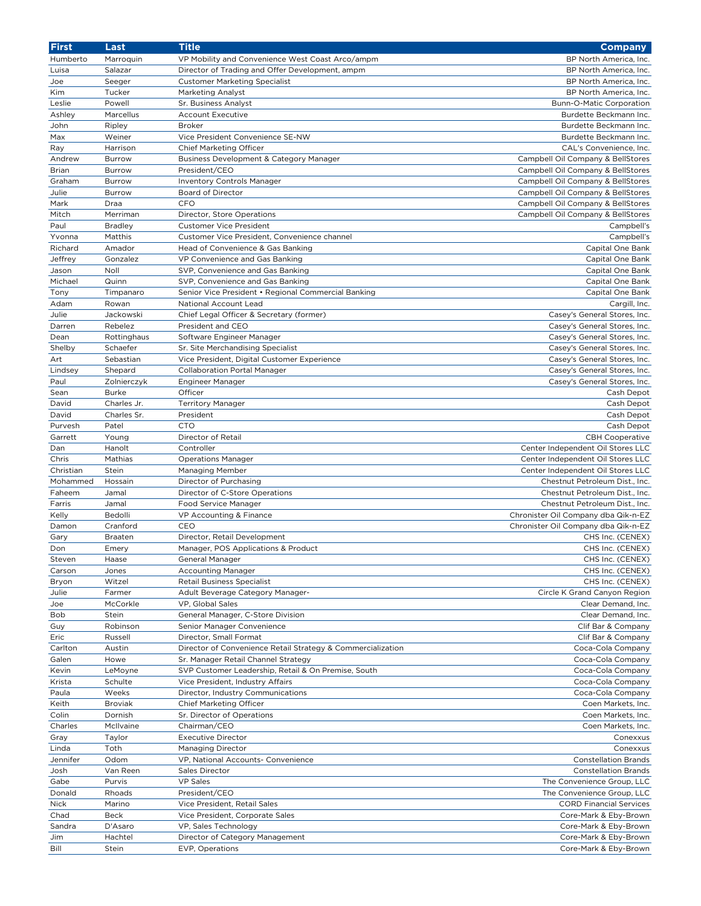| First | Last | Title | Company |
|---|---|---|---|
| Humberto | Marroquin | VP Mobility and Convenience West Coast Arco/ampm | BP North America, Inc. |
| Luisa | Salazar | Director of Trading and Offer Development, ampm | BP North America, Inc. |
| Joe | Seeger | Customer Marketing Specialist | BP North America, Inc. |
| Kim | Tucker | Marketing Analyst | BP North America, Inc. |
| Leslie | Powell | Sr. Business Analyst | Bunn-O-Matic Corporation |
| Ashley | Marcellus | Account Executive | Burdette Beckmann Inc. |
| John | Ripley | Broker | Burdette Beckmann Inc. |
| Max | Weiner | Vice President Convenience SE-NW | Burdette Beckmann Inc. |
| Ray | Harrison | Chief Marketing Officer | CAL's Convenience, Inc. |
| Andrew | Burrow | Business Development & Category Manager | Campbell Oil Company & BellStores |
| Brian | Burrow | President/CEO | Campbell Oil Company & BellStores |
| Graham | Burrow | Inventory Controls Manager | Campbell Oil Company & BellStores |
| Julie | Burrow | Board of Director | Campbell Oil Company & BellStores |
| Mark | Draa | CFO | Campbell Oil Company & BellStores |
| Mitch | Merriman | Director, Store Operations | Campbell Oil Company & BellStores |
| Paul | Bradley | Customer Vice President | Campbell's |
| Yvonna | Matthis | Customer Vice President, Convenience channel | Campbell's |
| Richard | Amador | Head of Convenience & Gas Banking | Capital One Bank |
| Jeffrey | Gonzalez | VP Convenience and Gas Banking | Capital One Bank |
| Jason | Noll | SVP, Convenience and Gas Banking | Capital One Bank |
| Michael | Quinn | SVP, Convenience and Gas Banking | Capital One Bank |
| Tony | Timpanaro | Senior Vice President • Regional Commercial Banking | Capital One Bank |
| Adam | Rowan | National Account Lead | Cargill, Inc. |
| Julie | Jackowski | Chief Legal Officer & Secretary (former) | Casey's General Stores, Inc. |
| Darren | Rebelez | President and CEO | Casey's General Stores, Inc. |
| Dean | Rottinghaus | Software Engineer Manager | Casey's General Stores, Inc. |
| Shelby | Schaefer | Sr. Site Merchandising Specialist | Casey's General Stores, Inc. |
| Art | Sebastian | Vice President, Digital Customer Experience | Casey's General Stores, Inc. |
| Lindsey | Shepard | Collaboration Portal Manager | Casey's General Stores, Inc. |
| Paul | Zolnierczyk | Engineer Manager | Casey's General Stores, Inc. |
| Sean | Burke | Officer | Cash Depot |
| David | Charles Jr. | Territory Manager | Cash Depot |
| David | Charles Sr. | President | Cash Depot |
| Purvesh | Patel | CTO | Cash Depot |
| Garrett | Young | Director of Retail | CBH Cooperative |
| Dan | Hanolt | Controller | Center Independent Oil Stores LLC |
| Chris | Mathias | Operations Manager | Center Independent Oil Stores LLC |
| Christian | Stein | Managing Member | Center Independent Oil Stores LLC |
| Mohammed | Hossain | Director of Purchasing | Chestnut Petroleum Dist., Inc. |
| Faheem | Jamal | Director of C-Store Operations | Chestnut Petroleum Dist., Inc. |
| Farris | Jamal | Food Service Manager | Chestnut Petroleum Dist., Inc. |
| Kelly | Bedolli | VP Accounting & Finance | Chronister Oil Company dba Qik-n-EZ |
| Damon | Cranford | CEO | Chronister Oil Company dba Qik-n-EZ |
| Gary | Braaten | Director, Retail Development | CHS Inc. (CENEX) |
| Don | Emery | Manager, POS Applications & Product | CHS Inc. (CENEX) |
| Steven | Haase | General Manager | CHS Inc. (CENEX) |
| Carson | Jones | Accounting Manager | CHS Inc. (CENEX) |
| Bryon | Witzel | Retail Business Specialist | CHS Inc. (CENEX) |
| Julie | Farmer | Adult Beverage Category Manager- | Circle K Grand Canyon Region |
| Joe | McCorkle | VP, Global Sales | Clear Demand, Inc. |
| Bob | Stein | General Manager, C-Store Division | Clear Demand, Inc. |
| Guy | Robinson | Senior Manager Convenience | Clif Bar & Company |
| Eric | Russell | Director, Small Format | Clif Bar & Company |
| Carlton | Austin | Director of Convenience Retail Strategy & Commercialization | Coca-Cola Company |
| Galen | Howe | Sr. Manager Retail Channel Strategy | Coca-Cola Company |
| Kevin | LeMoyne | SVP Customer Leadership, Retail & On Premise, South | Coca-Cola Company |
| Krista | Schulte | Vice President, Industry Affairs | Coca-Cola Company |
| Paula | Weeks | Director, Industry Communications | Coca-Cola Company |
| Keith | Broviak | Chief Marketing Officer | Coen Markets, Inc. |
| Colin | Dornish | Sr. Director of Operations | Coen Markets, Inc. |
| Charles | McIlvaine | Chairman/CEO | Coen Markets, Inc. |
| Gray | Taylor | Executive Director | Conexxus |
| Linda | Toth | Managing Director | Conexxus |
| Jennifer | Odom | VP, National Accounts- Convenience | Constellation Brands |
| Josh | Van Reen | Sales Director | Constellation Brands |
| Gabe | Purvis | VP Sales | The Convenience Group, LLC |
| Donald | Rhoads | President/CEO | The Convenience Group, LLC |
| Nick | Marino | Vice President, Retail Sales | CORD Financial Services |
| Chad | Beck | Vice President, Corporate Sales | Core-Mark & Eby-Brown |
| Sandra | D'Asaro | VP, Sales Technology | Core-Mark & Eby-Brown |
| Jim | Hachtel | Director of Category Management | Core-Mark & Eby-Brown |
| Bill | Stein | EVP, Operations | Core-Mark & Eby-Brown |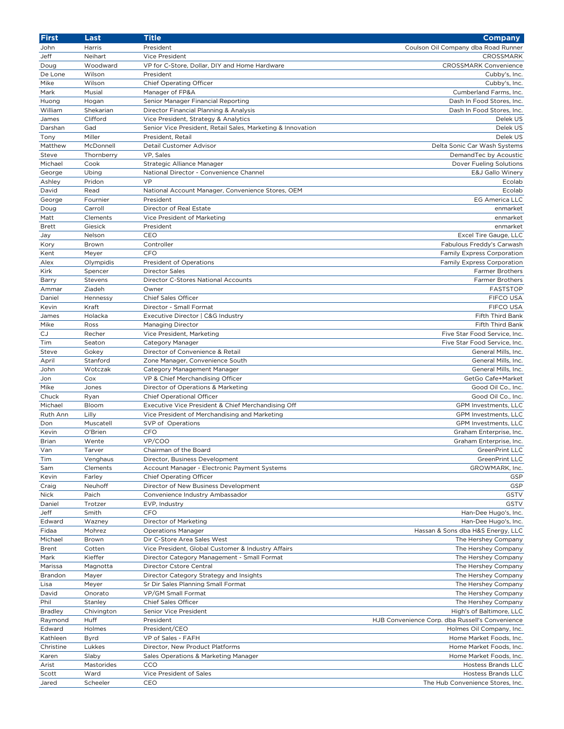| First | Last | Title | Company |
|---|---|---|---|
| John | Harris | President | Coulson Oil Company dba Road Runner |
| Jeff | Neihart | Vice President | CROSSMARK |
| Doug | Woodward | VP for C-Store, Dollar, DIY and Home Hardware | CROSSMARK Convenience |
| De Lone | Wilson | President | Cubby's, Inc. |
| Mike | Wilson | Chief Operating Officer | Cubby's, Inc. |
| Mark | Musial | Manager of FP&A | Cumberland Farms, Inc. |
| Huong | Hogan | Senior Manager Financial Reporting | Dash In Food Stores, Inc. |
| William | Shekarian | Director Financial Planning & Analysis | Dash In Food Stores, Inc. |
| James | Clifford | Vice President, Strategy & Analytics | Delek US |
| Darshan | Gad | Senior Vice President, Retail Sales, Marketing & Innovation | Delek US |
| Tony | Miller | President, Retail | Delek US |
| Matthew | McDonnell | Detail Customer Advisor | Delta Sonic Car Wash Systems |
| Steve | Thornberry | VP, Sales | DemandTec by Acoustic |
| Michael | Cook | Strategic Alliance Manager | Dover Fueling Solutions |
| George | Ubing | National Director - Convenience Channel | E&J Gallo Winery |
| Ashley | Pridon | VP | Ecolab |
| David | Read | National Account Manager, Convenience Stores, OEM | Ecolab |
| George | Fournier | President | EG America LLC |
| Doug | Carroll | Director of Real Estate | enmarket |
| Matt | Clements | Vice President of Marketing | enmarket |
| Brett | Giesick | President | enmarket |
| Jay | Nelson | CEO | Excel Tire Gauge, LLC |
| Kory | Brown | Controller | Fabulous Freddy's Carwash |
| Kent | Meyer | CFO | Family Express Corporation |
| Alex | Olympidis | President of Operations | Family Express Corporation |
| Kirk | Spencer | Director Sales | Farmer Brothers |
| Barry | Stevens | Director C-Stores National Accounts | Farmer Brothers |
| Ammar | Ziadeh | Owner | FASTSTOP |
| Daniel | Hennessy | Chief Sales Officer | FIFCO USA |
| Kevin | Kraft | Director - Small Format | FIFCO USA |
| James | Holacka | Executive Director \| C&G Industry | Fifth Third Bank |
| Mike | Ross | Managing Director | Fifth Third Bank |
| CJ | Recher | Vice President, Marketing | Five Star Food Service, Inc. |
| Tim | Seaton | Category Manager | Five Star Food Service, Inc. |
| Steve | Gokey | Director of Convenience & Retail | General Mills, Inc. |
| April | Stanford | Zone Manager, Convenience South | General Mills, Inc. |
| John | Wotczak | Category Management Manager | General Mills, Inc. |
| Jon | Cox | VP & Chief Merchandising Officer | GetGo Cafe+Market |
| Mike | Jones | Director of Operations & Marketing | Good Oil Co., Inc. |
| Chuck | Ryan | Chief Operational Officer | Good Oil Co., Inc. |
| Michael | Bloom | Executive Vice President & Chief Merchandising Off | GPM Investments, LLC |
| Ruth Ann | Lilly | Vice President of Merchandising and Marketing | GPM Investments, LLC |
| Don | Muscatell | SVP of Operations | GPM Investments, LLC |
| Kevin | O'Brien | CFO | Graham Enterprise, Inc. |
| Brian | Wente | VP/COO | Graham Enterprise, Inc. |
| Van | Tarver | Chairman of the Board | GreenPrint LLC |
| Tim | Venghaus | Director, Business Development | GreenPrint LLC |
| Sam | Clements | Account Manager - Electronic Payment Systems | GROWMARK, Inc. |
| Kevin | Farley | Chief Operating Officer | GSP |
| Craig | Neuhoff | Director of New Business Development | GSP |
| Nick | Paich | Convenience Industry Ambassador | GSTV |
| Daniel | Trotzer | EVP, Industry | GSTV |
| Jeff | Smith | CFO | Han-Dee Hugo's, Inc. |
| Edward | Wazney | Director of Marketing | Han-Dee Hugo's, Inc. |
| Fidaa | Mohrez | Operations Manager | Hassan & Sons dba H&S Energy, LLC |
| Michael | Brown | Dir C-Store Area Sales West | The Hershey Company |
| Brent | Cotten | Vice President, Global Customer & Industry Affairs | The Hershey Company |
| Mark | Kieffer | Director Category Management - Small Format | The Hershey Company |
| Marissa | Magnotta | Director Cstore Central | The Hershey Company |
| Brandon | Mayer | Director Category Strategy and Insights | The Hershey Company |
| Lisa | Meyer | Sr Dir Sales Planning Small Format | The Hershey Company |
| David | Onorato | VP/GM Small Format | The Hershey Company |
| Phil | Stanley | Chief Sales Officer | The Hershey Company |
| Bradley | Chivington | Senior Vice President | High's of Baltimore, LLC |
| Raymond | Huff | President | HJB Convenience Corp. dba Russell's Convenience |
| Edward | Holmes | President/CEO | Holmes Oil Company, Inc. |
| Kathleen | Byrd | VP of Sales - FAFH | Home Market Foods, Inc. |
| Christine | Lukkes | Director, New Product Platforms | Home Market Foods, Inc. |
| Karen | Slaby | Sales Operations & Marketing Manager | Home Market Foods, Inc. |
| Arist | Mastorides | CCO | Hostess Brands LLC |
| Scott | Ward | Vice President of Sales | Hostess Brands LLC |
| Jared | Scheeler | CEO | The Hub Convenience Stores, Inc. |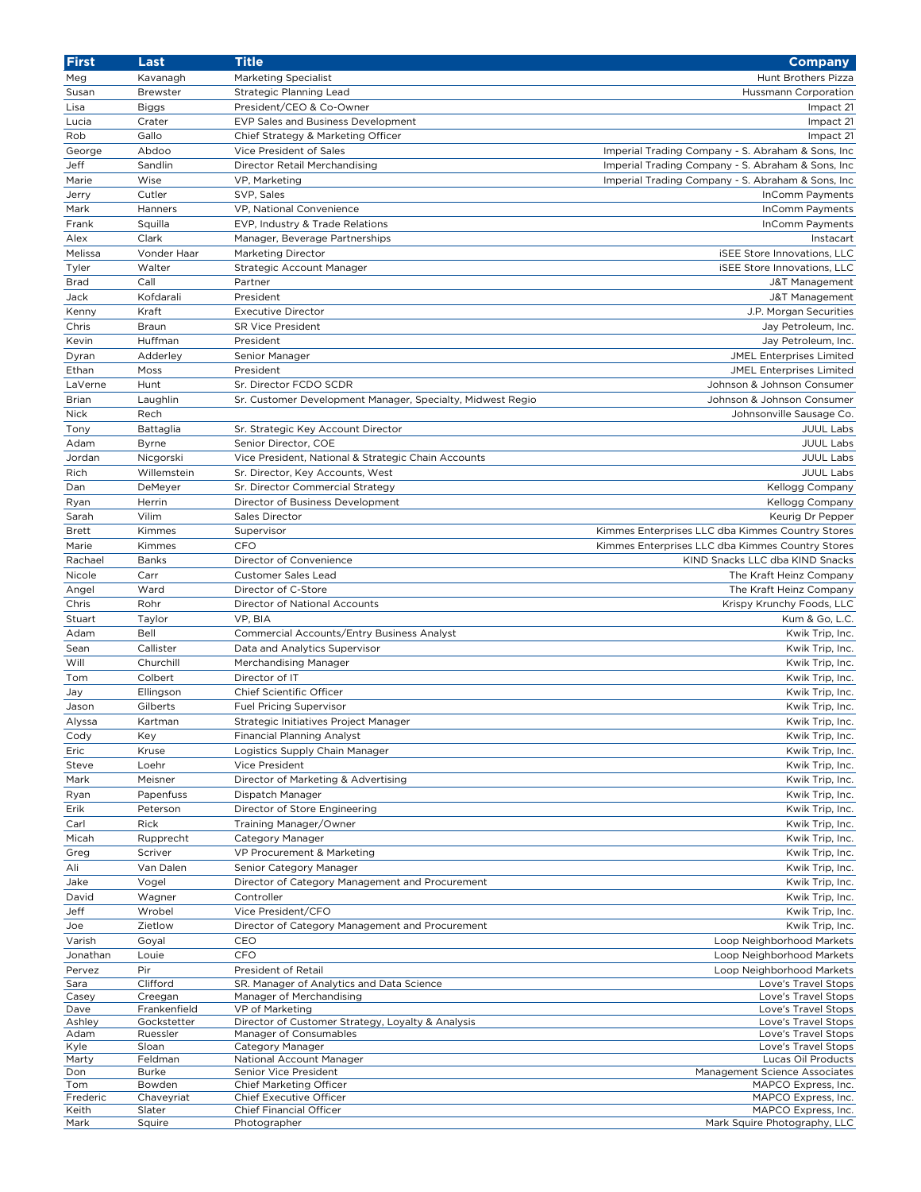| First | Last | Title | Company |
|---|---|---|---|
| Meg | Kavanagh | Marketing Specialist | Hunt Brothers Pizza |
| Susan | Brewster | Strategic Planning Lead | Hussmann Corporation |
| Lisa | Biggs | President/CEO & Co-Owner | Impact 21 |
| Lucia | Crater | EVP Sales and Business Development | Impact 21 |
| Rob | Gallo | Chief Strategy & Marketing Officer | Impact 21 |
| George | Abdoo | Vice President of Sales | Imperial Trading Company - S. Abraham & Sons, Inc |
| Jeff | Sandlin | Director Retail Merchandising | Imperial Trading Company - S. Abraham & Sons, Inc |
| Marie | Wise | VP, Marketing | Imperial Trading Company - S. Abraham & Sons, Inc |
| Jerry | Cutler | SVP, Sales | InComm Payments |
| Mark | Hanners | VP, National Convenience | InComm Payments |
| Frank | Squilla | EVP, Industry & Trade Relations | InComm Payments |
| Alex | Clark | Manager, Beverage Partnerships | Instacart |
| Melissa | Vonder Haar | Marketing Director | iSEE Store Innovations, LLC |
| Tyler | Walter | Strategic Account Manager | iSEE Store Innovations, LLC |
| Brad | Call | Partner | J&T Management |
| Jack | Kofdarali | President | J&T Management |
| Kenny | Kraft | Executive Director | J.P. Morgan Securities |
| Chris | Braun | SR Vice President | Jay Petroleum, Inc. |
| Kevin | Huffman | President | Jay Petroleum, Inc. |
| Dyran | Adderley | Senior Manager | JMEL Enterprises Limited |
| Ethan | Moss | President | JMEL Enterprises Limited |
| LaVerne | Hunt | Sr. Director FCDO SCDR | Johnson & Johnson Consumer |
| Brian | Laughlin | Sr. Customer Development Manager, Specialty, Midwest Regio | Johnson & Johnson Consumer |
| Nick | Rech | | Johnsonville Sausage Co. |
| Tony | Battaglia | Sr. Strategic Key Account Director | JUUL Labs |
| Adam | Byrne | Senior Director, COE | JUUL Labs |
| Jordan | Nicgorski | Vice President, National & Strategic Chain Accounts | JUUL Labs |
| Rich | Willemstein | Sr. Director, Key Accounts, West | JUUL Labs |
| Dan | DeMeyer | Sr. Director Commercial Strategy | Kellogg Company |
| Ryan | Herrin | Director of Business Development | Kellogg Company |
| Sarah | Vilim | Sales Director | Keurig Dr Pepper |
| Brett | Kimmes | Supervisor | Kimmes Enterprises LLC dba Kimmes Country Stores |
| Marie | Kimmes | CFO | Kimmes Enterprises LLC dba Kimmes Country Stores |
| Rachael | Banks | Director of Convenience | KIND Snacks LLC dba KIND Snacks |
| Nicole | Carr | Customer Sales Lead | The Kraft Heinz Company |
| Angel | Ward | Director of C-Store | The Kraft Heinz Company |
| Chris | Rohr | Director of National Accounts | Krispy Krunchy Foods, LLC |
| Stuart | Taylor | VP, BIA | Kum & Go, L.C. |
| Adam | Bell | Commercial Accounts/Entry Business Analyst | Kwik Trip, Inc. |
| Sean | Callister | Data and Analytics Supervisor | Kwik Trip, Inc. |
| Will | Churchill | Merchandising Manager | Kwik Trip, Inc. |
| Tom | Colbert | Director of IT | Kwik Trip, Inc. |
| Jay | Ellingson | Chief Scientific Officer | Kwik Trip, Inc. |
| Jason | Gilberts | Fuel Pricing Supervisor | Kwik Trip, Inc. |
| Alyssa | Kartman | Strategic Initiatives Project Manager | Kwik Trip, Inc. |
| Cody | Key | Financial Planning Analyst | Kwik Trip, Inc. |
| Eric | Kruse | Logistics Supply Chain Manager | Kwik Trip, Inc. |
| Steve | Loehr | Vice President | Kwik Trip, Inc. |
| Mark | Meisner | Director of Marketing & Advertising | Kwik Trip, Inc. |
| Ryan | Papenfuss | Dispatch Manager | Kwik Trip, Inc. |
| Erik | Peterson | Director of Store Engineering | Kwik Trip, Inc. |
| Carl | Rick | Training Manager/Owner | Kwik Trip, Inc. |
| Micah | Rupprecht | Category Manager | Kwik Trip, Inc. |
| Greg | Scriver | VP Procurement & Marketing | Kwik Trip, Inc. |
| Ali | Van Dalen | Senior Category Manager | Kwik Trip, Inc. |
| Jake | Vogel | Director of Category Management and Procurement | Kwik Trip, Inc. |
| David | Wagner | Controller | Kwik Trip, Inc. |
| Jeff | Wrobel | Vice President/CFO | Kwik Trip, Inc. |
| Joe | Zietlow | Director of Category Management and Procurement | Kwik Trip, Inc. |
| Varish | Goyal | CEO | Loop Neighborhood Markets |
| Jonathan | Louie | CFO | Loop Neighborhood Markets |
| Pervez | Pir | President of Retail | Loop Neighborhood Markets |
| Sara | Clifford | SR. Manager of Analytics and Data Science | Love's Travel Stops |
| Casey | Creegan | Manager of Merchandising | Love's Travel Stops |
| Dave | Frankenfield | VP of Marketing | Love's Travel Stops |
| Ashley | Gockstetter | Director of Customer Strategy, Loyalty & Analysis | Love's Travel Stops |
| Adam | Ruessler | Manager of Consumables | Love's Travel Stops |
| Kyle | Sloan | Category Manager | Love's Travel Stops |
| Marty | Feldman | National Account Manager | Lucas Oil Products |
| Don | Burke | Senior Vice President | Management Science Associates |
| Tom | Bowden | Chief Marketing Officer | MAPCO Express, Inc. |
| Frederic | Chaveyriat | Chief Executive Officer | MAPCO Express, Inc. |
| Keith | Slater | Chief Financial Officer | MAPCO Express, Inc. |
| Mark | Squire | Photographer | Mark Squire Photography, LLC |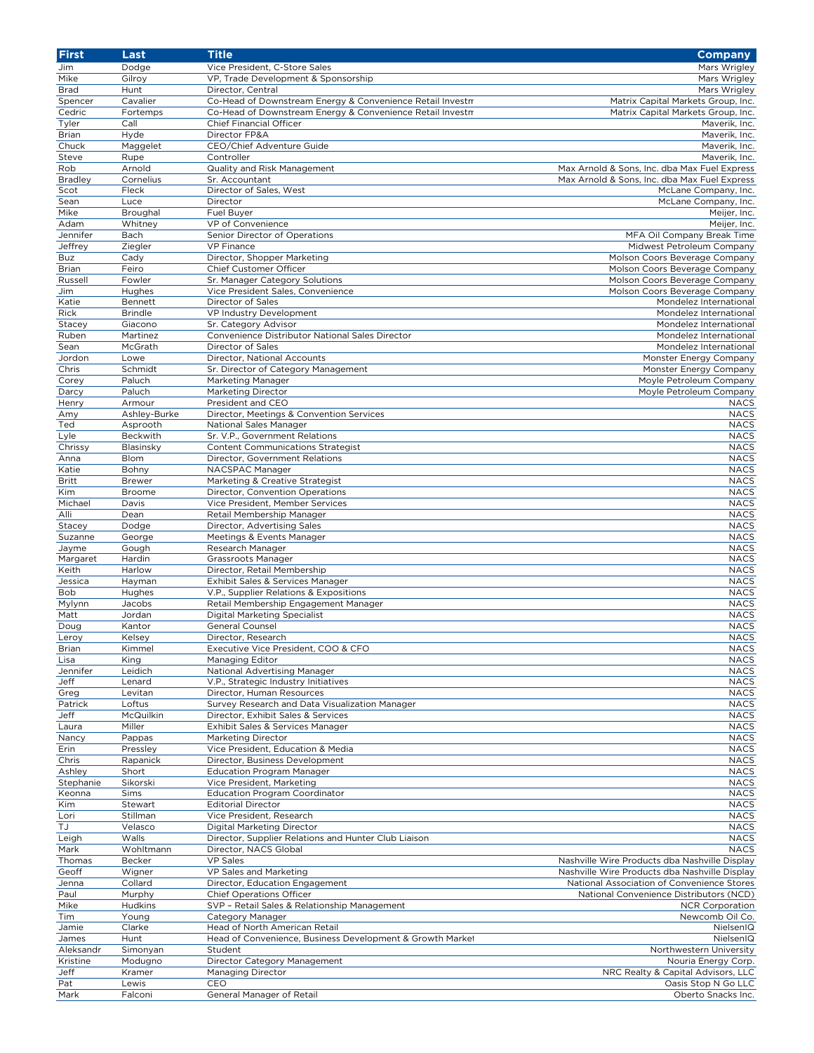| First | Last | Title | Company |
|---|---|---|---|
| Jim | Dodge | Vice President, C-Store Sales | Mars Wrigley |
| Mike | Gilroy | VP, Trade Development & Sponsorship | Mars Wrigley |
| Brad | Hunt | Director, Central | Mars Wrigley |
| Spencer | Cavalier | Co-Head of Downstream Energy & Convenience Retail Investm | Matrix Capital Markets Group, Inc. |
| Cedric | Fortemps | Co-Head of Downstream Energy & Convenience Retail Investm | Matrix Capital Markets Group, Inc. |
| Tyler | Call | Chief Financial Officer | Maverik, Inc. |
| Brian | Hyde | Director FP&A | Maverik, Inc. |
| Chuck | Maggelet | CEO/Chief Adventure Guide | Maverik, Inc. |
| Steve | Rupe | Controller | Maverik, Inc. |
| Rob | Arnold | Quality and Risk Management | Max Arnold & Sons, Inc. dba Max Fuel Express |
| Bradley | Cornelius | Sr. Accountant | Max Arnold & Sons, Inc. dba Max Fuel Express |
| Scot | Fleck | Director of Sales, West | McLane Company, Inc. |
| Sean | Luce | Director | McLane Company, Inc. |
| Mike | Broughal | Fuel Buyer | Meijer, Inc. |
| Adam | Whitney | VP of Convenience | Meijer, Inc. |
| Jennifer | Bach | Senior Director of Operations | MFA Oil Company Break Time |
| Jeffrey | Ziegler | VP Finance | Midwest Petroleum Company |
| Buz | Cady | Director, Shopper Marketing | Molson Coors Beverage Company |
| Brian | Feiro | Chief Customer Officer | Molson Coors Beverage Company |
| Russell | Fowler | Sr. Manager Category Solutions | Molson Coors Beverage Company |
| Jim | Hughes | Vice President Sales, Convenience | Molson Coors Beverage Company |
| Katie | Bennett | Director of Sales | Mondelez International |
| Rick | Brindle | VP Industry Development | Mondelez International |
| Stacey | Giacono | Sr. Category Advisor | Mondelez International |
| Ruben | Martinez | Convenience Distributor National Sales Director | Mondelez International |
| Sean | McGrath | Director of Sales | Mondelez International |
| Jordon | Lowe | Director, National Accounts | Monster Energy Company |
| Chris | Schmidt | Sr. Director of Category Management | Monster Energy Company |
| Corey | Paluch | Marketing Manager | Moyle Petroleum Company |
| Darcy | Paluch | Marketing Director | Moyle Petroleum Company |
| Henry | Armour | President and CEO | NACS |
| Amy | Ashley-Burke | Director, Meetings & Convention Services | NACS |
| Ted | Asprooth | National Sales Manager | NACS |
| Lyle | Beckwith | Sr. V.P., Government Relations | NACS |
| Chrissy | Blasinsky | Content Communications Strategist | NACS |
| Anna | Blom | Director, Government Relations | NACS |
| Katie | Bohny | NACSPAC Manager | NACS |
| Britt | Brewer | Marketing & Creative Strategist | NACS |
| Kim | Broome | Director, Convention Operations | NACS |
| Michael | Davis | Vice President, Member Services | NACS |
| Alli | Dean | Retail Membership Manager | NACS |
| Stacey | Dodge | Director, Advertising Sales | NACS |
| Suzanne | George | Meetings & Events Manager | NACS |
| Jayme | Gough | Research Manager | NACS |
| Margaret | Hardin | Grassroots Manager | NACS |
| Keith | Harlow | Director, Retail Membership | NACS |
| Jessica | Hayman | Exhibit Sales & Services Manager | NACS |
| Bob | Hughes | V.P., Supplier Relations & Expositions | NACS |
| Mylynn | Jacobs | Retail Membership Engagement Manager | NACS |
| Matt | Jordan | Digital Marketing Specialist | NACS |
| Doug | Kantor | General Counsel | NACS |
| Leroy | Kelsey | Director, Research | NACS |
| Brian | Kimmel | Executive Vice President, COO & CFO | NACS |
| Lisa | King | Managing Editor | NACS |
| Jennifer | Leidich | National Advertising Manager | NACS |
| Jeff | Lenard | V.P., Strategic Industry Initiatives | NACS |
| Greg | Levitan | Director, Human Resources | NACS |
| Patrick | Loftus | Survey Research and Data Visualization Manager | NACS |
| Jeff | McQuilkin | Director, Exhibit Sales & Services | NACS |
| Laura | Miller | Exhibit Sales & Services Manager | NACS |
| Nancy | Pappas | Marketing Director | NACS |
| Erin | Pressley | Vice President, Education & Media | NACS |
| Chris | Rapanick | Director, Business Development | NACS |
| Ashley | Short | Education Program Manager | NACS |
| Stephanie | Sikorski | Vice President, Marketing | NACS |
| Keonna | Sims | Education Program Coordinator | NACS |
| Kim | Stewart | Editorial Director | NACS |
| Lori | Stillman | Vice President, Research | NACS |
| TJ | Velasco | Digital Marketing Director | NACS |
| Leigh | Walls | Director, Supplier Relations and Hunter Club Liaison | NACS |
| Mark | Wohltmann | Director, NACS Global | NACS |
| Thomas | Becker | VP Sales | Nashville Wire Products dba Nashville Display |
| Geoff | Wigner | VP Sales and Marketing | Nashville Wire Products dba Nashville Display |
| Jenna | Collard | Director, Education Engagement | National Association of Convenience Stores |
| Paul | Murphy | Chief Operations Officer | National Convenience Distributors (NCD) |
| Mike | Hudkins | SVP – Retail Sales & Relationship Management | NCR Corporation |
| Tim | Young | Category Manager | Newcomb Oil Co. |
| Jamie | Clarke | Head of North American Retail | NielsenIQ |
| James | Hunt | Head of Convenience, Business Development & Growth Market | NielsenIQ |
| Aleksandr | Simonyan | Student | Northwestern University |
| Kristine | Modugno | Director Category Management | Nouria Energy Corp. |
| Jeff | Kramer | Managing Director | NRC Realty & Capital Advisors, LLC |
| Pat | Lewis | CEO | Oasis Stop N Go LLC |
| Mark | Falconi | General Manager of Retail | Oberto Snacks Inc. |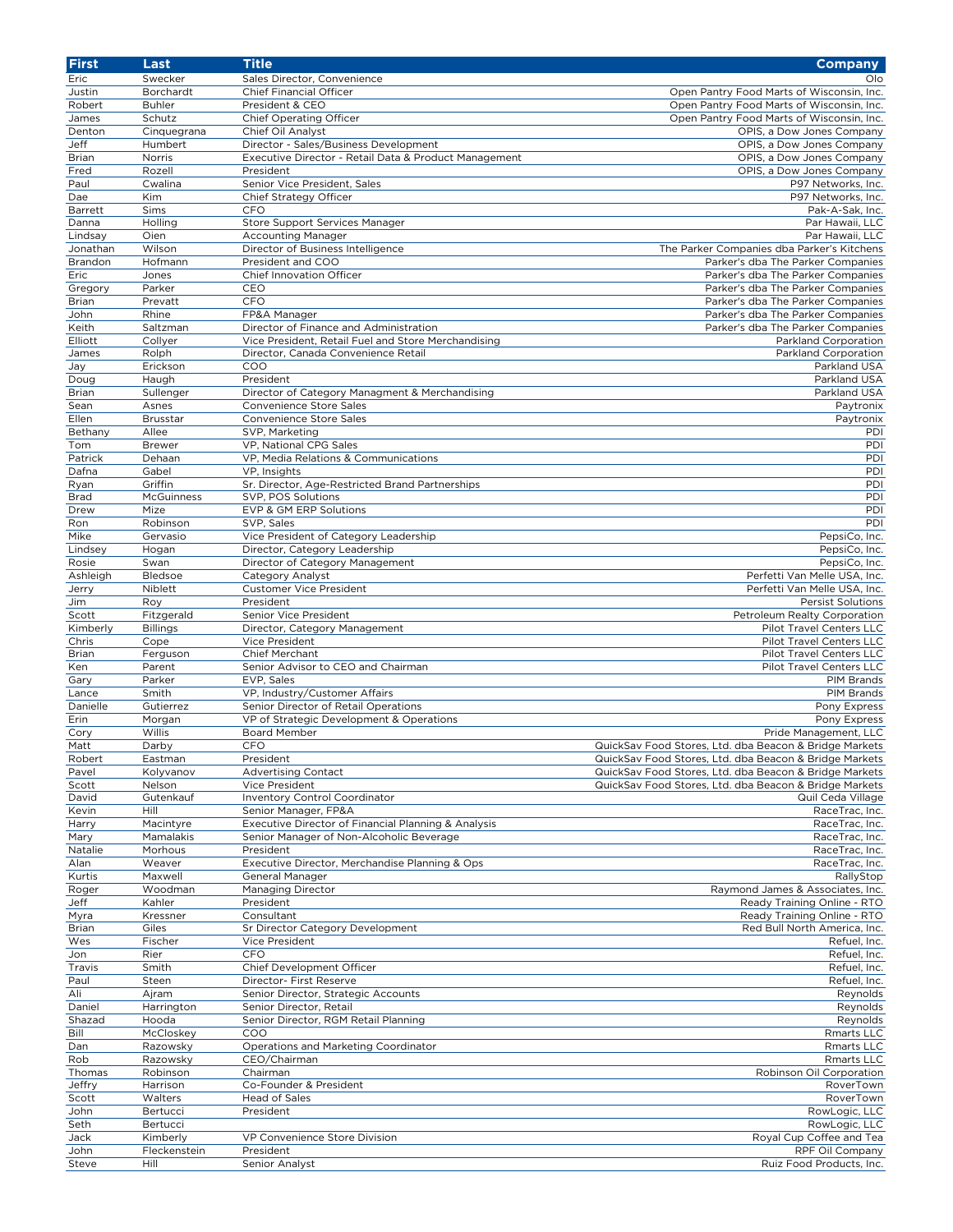| First | Last | Title | Company |
|---|---|---|---|
| Eric | Swecker | Sales Director, Convenience | Olo |
| Justin | Borchardt | Chief Financial Officer | Open Pantry Food Marts of Wisconsin, Inc. |
| Robert | Buhler | President & CEO | Open Pantry Food Marts of Wisconsin, Inc. |
| James | Schutz | Chief Operating Officer | Open Pantry Food Marts of Wisconsin, Inc. |
| Denton | Cinquegrana | Chief Oil Analyst | OPIS, a Dow Jones Company |
| Jeff | Humbert | Director - Sales/Business Development | OPIS, a Dow Jones Company |
| Brian | Norris | Executive Director - Retail Data & Product Management | OPIS, a Dow Jones Company |
| Fred | Rozell | President | OPIS, a Dow Jones Company |
| Paul | Cwalina | Senior Vice President, Sales | P97 Networks, Inc. |
| Dae | Kim | Chief Strategy Officer | P97 Networks, Inc. |
| Barrett | Sims | CFO | Pak-A-Sak, Inc. |
| Danna | Holling | Store Support Services Manager | Par Hawaii, LLC |
| Lindsay | Oien | Accounting Manager | Par Hawaii, LLC |
| Jonathan | Wilson | Director of Business Intelligence | The Parker Companies dba Parker's Kitchens |
| Brandon | Hofmann | President and COO | Parker's dba The Parker Companies |
| Eric | Jones | Chief Innovation Officer | Parker's dba The Parker Companies |
| Gregory | Parker | CEO | Parker's dba The Parker Companies |
| Brian | Prevatt | CFO | Parker's dba The Parker Companies |
| John | Rhine | FP&A Manager | Parker's dba The Parker Companies |
| Keith | Saltzman | Director of Finance and Administration | Parker's dba The Parker Companies |
| Elliott | Collyer | Vice President, Retail Fuel and Store Merchandising | Parkland Corporation |
| James | Rolph | Director, Canada Convenience Retail | Parkland Corporation |
| Jay | Erickson | COO | Parkland USA |
| Doug | Haugh | President | Parkland USA |
| Brian | Sullenger | Director of Category Managment & Merchandising | Parkland USA |
| Sean | Asnes | Convenience Store Sales | Paytronix |
| Ellen | Brusstar | Convenience Store Sales | Paytronix |
| Bethany | Allee | SVP, Marketing | PDI |
| Tom | Brewer | VP, National CPG Sales | PDI |
| Patrick | Dehaan | VP, Media Relations & Communications | PDI |
| Dafna | Gabel | VP, Insights | PDI |
| Ryan | Griffin | Sr. Director, Age-Restricted Brand Partnerships | PDI |
| Brad | McGuinness | SVP, POS Solutions | PDI |
| Drew | Mize | EVP & GM ERP Solutions | PDI |
| Ron | Robinson | SVP, Sales | PDI |
| Mike | Gervasio | Vice President of Category Leadership | PepsiCo, Inc. |
| Lindsey | Hogan | Director, Category Leadership | PepsiCo, Inc. |
| Rosie | Swan | Director of Category Management | PepsiCo, Inc. |
| Ashleigh | Bledsoe | Category Analyst | Perfetti Van Melle USA, Inc. |
| Jerry | Niblett | Customer Vice President | Perfetti Van Melle USA, Inc. |
| Jim | Roy | President | Persist Solutions |
| Scott | Fitzgerald | Senior Vice President | Petroleum Realty Corporation |
| Kimberly | Billings | Director, Category Management | Pilot Travel Centers LLC |
| Chris | Cope | Vice President | Pilot Travel Centers LLC |
| Brian | Ferguson | Chief Merchant | Pilot Travel Centers LLC |
| Ken | Parent | Senior Advisor to CEO and Chairman | Pilot Travel Centers LLC |
| Gary | Parker | EVP, Sales | PIM Brands |
| Lance | Smith | VP, Industry/Customer Affairs | PIM Brands |
| Danielle | Gutierrez | Senior Director of Retail Operations | Pony Express |
| Erin | Morgan | VP of Strategic Development & Operations | Pony Express |
| Cory | Willis | Board Member | Pride Management, LLC |
| Matt | Darby | CFO | QuickSav Food Stores, Ltd. dba Beacon & Bridge Markets |
| Robert | Eastman | President | QuickSav Food Stores, Ltd. dba Beacon & Bridge Markets |
| Pavel | Kolyvanov | Advertising Contact | QuickSav Food Stores, Ltd. dba Beacon & Bridge Markets |
| Scott | Nelson | Vice President | QuickSav Food Stores, Ltd. dba Beacon & Bridge Markets |
| David | Gutenkauf | Inventory Control Coordinator | Quil Ceda Village |
| Kevin | Hill | Senior Manager, FP&A | RaceTrac, Inc. |
| Harry | Macintyre | Executive Director of Financial Planning & Analysis | RaceTrac, Inc. |
| Mary | Mamalakis | Senior Manager of Non-Alcoholic Beverage | RaceTrac, Inc. |
| Natalie | Morhous | President | RaceTrac, Inc. |
| Alan | Weaver | Executive Director, Merchandise Planning & Ops | RaceTrac, Inc. |
| Kurtis | Maxwell | General Manager | RallyStop |
| Roger | Woodman | Managing Director | Raymond James & Associates, Inc. |
| Jeff | Kahler | President | Ready Training Online - RTO |
| Myra | Kressner | Consultant | Ready Training Online - RTO |
| Brian | Giles | Sr Director Category Development | Red Bull North America, Inc. |
| Wes | Fischer | Vice President | Refuel, Inc. |
| Jon | Rier | CFO | Refuel, Inc. |
| Travis | Smith | Chief Development Officer | Refuel, Inc. |
| Paul | Steen | Director- First Reserve | Refuel, Inc. |
| Ali | Ajram | Senior Director, Strategic Accounts | Reynolds |
| Daniel | Harrington | Senior Director, Retail | Reynolds |
| Shazad | Hooda | Senior Director, RGM Retail Planning | Reynolds |
| Bill | McCloskey | COO | Rmarts LLC |
| Dan | Razowsky | Operations and Marketing Coordinator | Rmarts LLC |
| Rob | Razowsky | CEO/Chairman | Rmarts LLC |
| Thomas | Robinson | Chairman | Robinson Oil Corporation |
| Jeffry | Harrison | Co-Founder & President | RoverTown |
| Scott | Walters | Head of Sales | RoverTown |
| John | Bertucci | President | RowLogic, LLC |
| Seth | Bertucci | | RowLogic, LLC |
| Jack | Kimberly | VP Convenience Store Division | Royal Cup Coffee and Tea |
| John | Fleckenstein | President | RPF Oil Company |
| Steve | Hill | Senior Analyst | Ruiz Food Products, Inc. |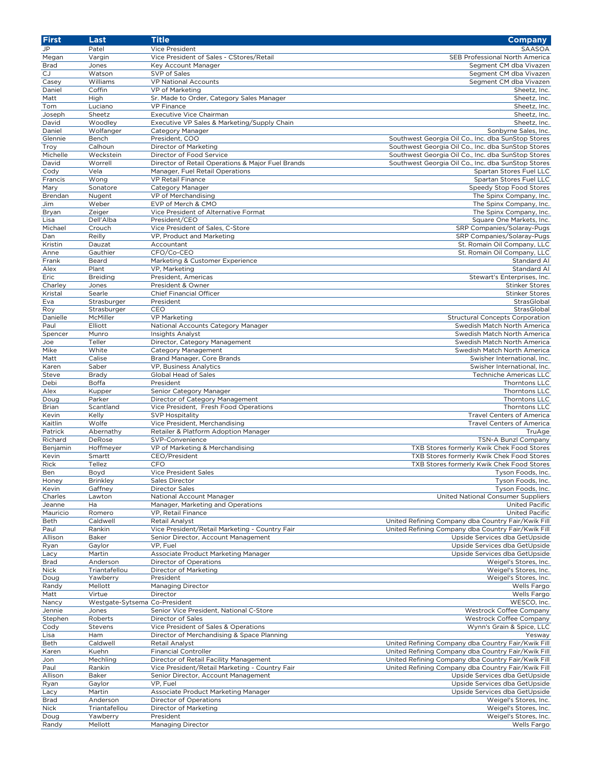| First | Last | Title | Company |
|---|---|---|---|
| JP | Patel | Vice President | SAASOA |
| Megan | Vargin | Vice President of Sales - CStores/Retail | SEB Professional North America |
| Brad | Jones | Key Account Manager | Segment CM dba Vivazen |
| CJ | Watson | SVP of Sales | Segment CM dba Vivazen |
| Casey | Williams | VP National Accounts | Segment CM dba Vivazen |
| Daniel | Coffin | VP of Marketing | Sheetz, Inc. |
| Matt | High | Sr. Made to Order, Category Sales Manager | Sheetz, Inc. |
| Tom | Luciano | VP Finance | Sheetz, Inc. |
| Joseph | Sheetz | Executive Vice Chairman | Sheetz, Inc. |
| David | Woodley | Executive VP Sales & Marketing/Supply Chain | Sheetz, Inc. |
| Daniel | Wolfanger | Category Manager | Sonbyrne Sales, Inc. |
| Glennie | Bench | President, COO | Southwest Georgia Oil Co., Inc. dba SunStop Stores |
| Troy | Calhoun | Director of Marketing | Southwest Georgia Oil Co., Inc. dba SunStop Stores |
| Michelle | Weckstein | Director of Food Service | Southwest Georgia Oil Co., Inc. dba SunStop Stores |
| David | Worrell | Director of Retail Operations & Major Fuel Brands | Southwest Georgia Oil Co., Inc. dba SunStop Stores |
| Cody | Vela | Manager, Fuel Retail Operations | Spartan Stores Fuel LLC |
| Francis | Wong | VP Retail Finance | Spartan Stores Fuel LLC |
| Mary | Sonatore | Category Manager | Speedy Stop Food Stores |
| Brendan | Nugent | VP of Merchandising | The Spinx Company, Inc. |
| Jim | Weber | EVP of Merch & CMO | The Spinx Company, Inc. |
| Bryan | Zeiger | Vice President of Alternative Format | The Spinx Company, Inc. |
| Lisa | Dell'Alba | President/CEO | Square One Markets, Inc. |
| Michael | Crouch | Vice President of Sales, C-Store | SRP Companies/Solaray-Pugs |
| Dan | Reilly | VP, Product and Marketing | SRP Companies/Solaray-Pugs |
| Kristin | Dauzat | Accountant | St. Romain Oil Company, LLC |
| Anne | Gauthier | CFO/Co-CEO | St. Romain Oil Company, LLC |
| Frank | Beard | Marketing & Customer Experience | Standard AI |
| Alex | Plant | VP, Marketing | Standard AI |
| Eric | Breiding | President, Americas | Stewart's Enterprises, Inc. |
| Charley | Jones | President & Owner | Stinker Stores |
| Kristal | Searle | Chief Financial Officer | Stinker Stores |
| Eva | Strasburger | President | StrasGlobal |
| Roy | Strasburger | CEO | StrasGlobal |
| Danielle | McMiller | VP Marketing | Structural Concepts Corporation |
| Paul | Elliott | National Accounts Category Manager | Swedish Match North America |
| Spencer | Munro | Insights Analyst | Swedish Match North America |
| Joe | Teller | Director, Category Management | Swedish Match North America |
| Mike | White | Category Management | Swedish Match North America |
| Matt | Calise | Brand Manager, Core Brands | Swisher International, Inc. |
| Karen | Saber | VP, Business Analytics | Swisher International, Inc. |
| Steve | Brady | Global Head of Sales | Techniche Americas LLC |
| Debi | Boffa | President | Thorntons LLC |
| Alex | Kupper | Senior Category Manager | Thorntons LLC |
| Doug | Parker | Director of Category Management | Thorntons LLC |
| Brian | Scantland | Vice President, Fresh Food Operations | Thorntons LLC |
| Kevin | Kelly | SVP Hospitality | Travel Centers of America |
| Kaitlin | Wolfe | Vice President, Merchandising | Travel Centers of America |
| Patrick | Abernathy | Retailer & Platform Adoption Manager | TruAge |
| Richard | DeRose | SVP-Convenience | TSN-A Bunzl Company |
| Benjamin | Hoffmeyer | VP of Marketing & Merchandising | TXB Stores formerly Kwik Chek Food Stores |
| Kevin | Smartt | CEO/President | TXB Stores formerly Kwik Chek Food Stores |
| Rick | Tellez | CFO | TXB Stores formerly Kwik Chek Food Stores |
| Ben | Boyd | Vice President Sales | Tyson Foods, Inc. |
| Honey | Brinkley | Sales Director | Tyson Foods, Inc. |
| Kevin | Gaffney | Director Sales | Tyson Foods, Inc. |
| Charles | Lawton | National Account Manager | United National Consumer Suppliers |
| Jeanne | Ha | Manager, Marketing and Operations | United Pacific |
| Mauricio | Romero | VP, Retail Finance | United Pacific |
| Beth | Caldwell | Retail Analyst | United Refining Company dba Country Fair/Kwik Fill |
| Paul | Rankin | Vice President/Retail Marketing - Country Fair | United Refining Company dba Country Fair/Kwik Fill |
| Allison | Baker | Senior Director, Account Management | Upside Services dba GetUpside |
| Ryan | Gaylor | VP, Fuel | Upside Services dba GetUpside |
| Lacy | Martin | Associate Product Marketing Manager | Upside Services dba GetUpside |
| Brad | Anderson | Director of Operations | Weigel's Stores, Inc. |
| Nick | Triantafellou | Director of Marketing | Weigel's Stores, Inc. |
| Doug | Yawberry | President | Weigel's Stores, Inc. |
| Randy | Mellott | Managing Director | Wells Fargo |
| Matt | Virtue | Director | Wells Fargo |
| Nancy | Westgate-Sytsema | Co-President | WESCO, Inc. |
| Jennie | Jones | Senior Vice President, National C-Store | Westrock Coffee Company |
| Stephen | Roberts | Director of Sales | Westrock Coffee Company |
| Cody | Stevens | Vice President of Sales & Operations | Wynn's Grain & Spice, LLC |
| Lisa | Ham | Director of Merchandising & Space Planning | Yesway |
| Beth | Caldwell | Retail Analyst | United Refining Company dba Country Fair/Kwik Fill |
| Karen | Kuehn | Financial Controller | United Refining Company dba Country Fair/Kwik Fill |
| Jon | Mechling | Director of Retail Facility Management | United Refining Company dba Country Fair/Kwik Fill |
| Paul | Rankin | Vice President/Retail Marketing - Country Fair | United Refining Company dba Country Fair/Kwik Fill |
| Allison | Baker | Senior Director, Account Management | Upside Services dba GetUpside |
| Ryan | Gaylor | VP, Fuel | Upside Services dba GetUpside |
| Lacy | Martin | Associate Product Marketing Manager | Upside Services dba GetUpside |
| Brad | Anderson | Director of Operations | Weigel's Stores, Inc. |
| Nick | Triantafellou | Director of Marketing | Weigel's Stores, Inc. |
| Doug | Yawberry | President | Weigel's Stores, Inc. |
| Randy | Mellott | Managing Director | Wells Fargo |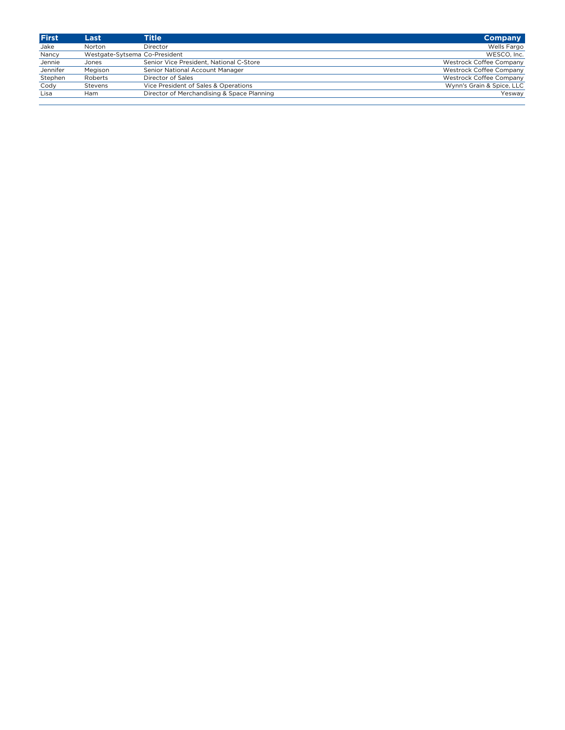| First | Last | Title | Company |
|---|---|---|---|
| Jake | Norton | Director | Wells Fargo |
| Nancy | Westgate-Sytsema | Co-President | WESCO, Inc. |
| Jennie | Jones | Senior Vice President, National C-Store | Westrock Coffee Company |
| Jennifer | Megison | Senior National Account Manager | Westrock Coffee Company |
| Stephen | Roberts | Director of Sales | Westrock Coffee Company |
| Cody | Stevens | Vice President of Sales & Operations | Wynn's Grain & Spice, LLC |
| Lisa | Ham | Director of Merchandising & Space Planning | Yesway |